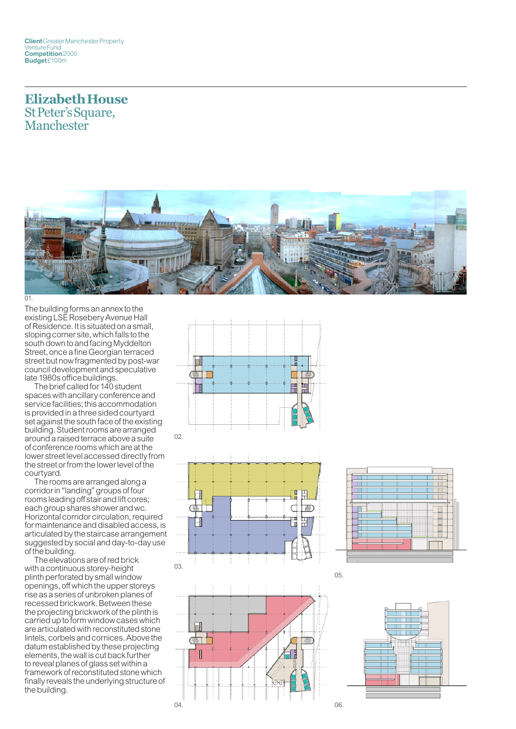**Client** Greater Manchester Property Venture Fund
**Competition** 2005
**Budget** £100m

# Elizabeth House
## St Peter's Square, Manchester

01.

The building forms an annex to the existing LSE Rosebery Avenue Hall of Residence. It is situated on a small, sloping corner site, which falls to the south down to and facing Myddelton Street, once a fine Georgian terraced street but now fragmented by post-war council development and speculative late 1980s office buildings.

The brief called for 140 student spaces with ancillary conference and service facilities; this accommodation is provided in a three sided courtyard set against the south face of the existing building. Student rooms are arranged around a raised terrace above a suite of conference rooms which are at the lower street level accessed directly from the street or from the lower level of the courtyard.

The rooms are arranged along a corridor in "landing" groups of four rooms leading off stair and lift cores; each group shares shower and wc. Horizontal corridor circulation, required for maintenance and disabled access, is articulated by the staircase arrangement suggested by social and day-to-day use of the building.

The elevations are of red brick with a continuous storey-height plinth perforated by small window openings, off which the upper storeys rise as a series of unbroken planes of recessed brickwork. Between these the projecting brickwork of the plinth is carried up to form window cases which are articulated with reconstituted stone lintels, corbels and cornices. Above the datum established by these projecting elements, the wall is cut back further to reveal planes of glass set within a framework of reconstituted stone which finally reveals the underlying structure of the building.

02.

03.

05.

04.

06.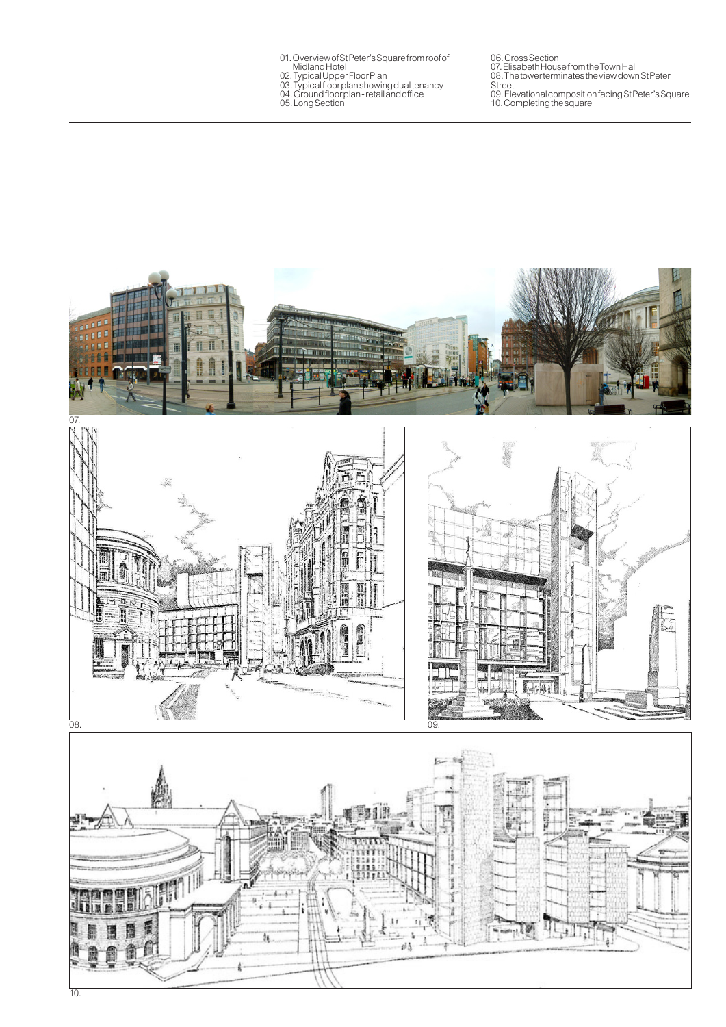01. Overview of St Peter's Square from roof of Midland Hotel
02. Typical Upper Floor Plan
03. Typical floor plan showing dual tenancy
04. Ground floor plan - retail and office
05. Long Section

06. Cross Section
07. Elisabeth House from the Town Hall
08. The tower terminates the view down St Peter Street
09. Elevational composition facing St Peter's Square
10. Completing the square

07.

08.

09.

10.